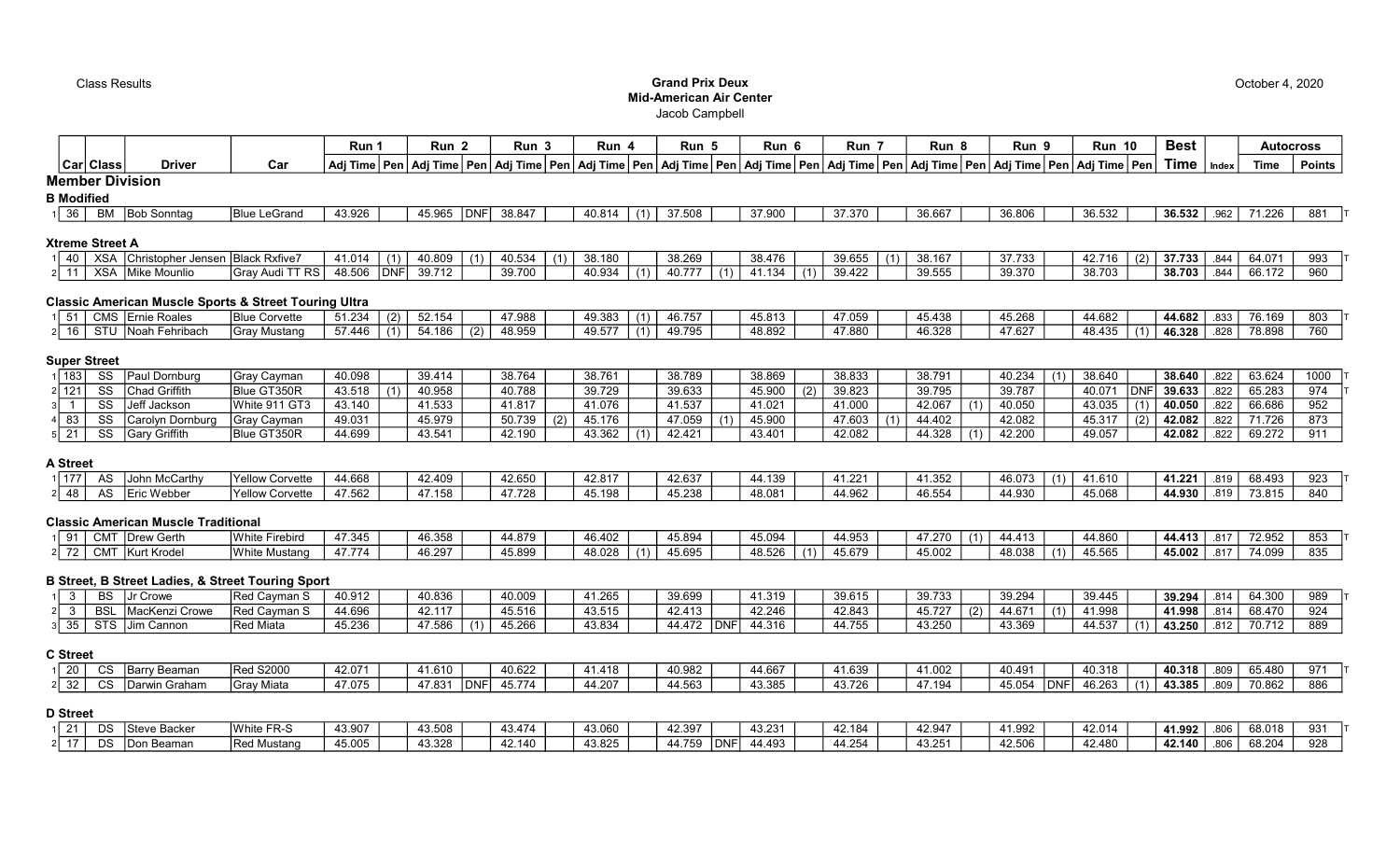Class Results

**Grand Prix Deux**
**Mid-American Air Center**
Jacob Campbell

October 4, 2020

| | Car | Class | Driver | Car | Run 1 | | Run 2 | | Run 3 | | Run 4 | | Run 5 | | Run 6 | | Run 7 | | Run 8 | | Run 9 | | Run 10 | | Best | | Autocross | | |
|---|---|---|---|---|---|---|---|---|---|---|---|---|---|---|---|---|---|---|---|---|---|---|---|---|---|---|---|---|---|
| | | | | | Adj Time | Pen | Adj Time | Pen | Adj Time | Pen | Adj Time | Pen | Adj Time | Pen | Adj Time | Pen | Adj Time | Pen | Adj Time | Pen | Adj Time | Pen | Adj Time | Pen | Time | Index | Time | Points | |
| **Member Division** | | | | | | | | | | | | | | | | | | | | | | | | | | | | | |
| **B Modified** | | | | | | | | | | | | | | | | | | | | | | | | | | | | | |
| 1 | 36 | BM | Bob Sonntag | Blue LeGrand | 43.926 | | 45.965 | DNF | 38.847 | | 40.814 | (1) | 37.508 | | 37.900 | | 37.370 | | 36.667 | | 36.806 | | 36.532 | | **36.532** | .962 | 71.226 | 881 | T |
| **Xtreme Street A** | | | | | | | | | | | | | | | | | | | | | | | | | | | | | |
| 1 | 40 | XSA | Christopher Jensen | Black Rxfive7 | 41.014 | (1) | 40.809 | (1) | 40.534 | (1) | 38.180 | | 38.269 | | 38.476 | | 39.655 | (1) | 38.167 | | 37.733 | | 42.716 | (2) | **37.733** | .844 | 64.071 | 993 | T |
| 2 | 11 | XSA | Mike Mounlio | Gray Audi TT RS | 48.506 | DNF | 39.712 | | 39.700 | | 40.934 | (1) | 40.777 | (1) | 41.134 | (1) | 39.422 | | 39.555 | | 39.370 | | 38.703 | | **38.703** | .844 | 66.172 | 960 | |
| **Classic American Muscle Sports & Street Touring Ultra** | | | | | | | | | | | | | | | | | | | | | | | | | | | | | |
| 1 | 51 | CMS | Ernie Roales | Blue Corvette | 51.234 | (2) | 52.154 | | 47.988 | | 49.383 | (1) | 46.757 | | 45.813 | | 47.059 | | 45.438 | | 45.268 | | 44.682 | | **44.682** | .833 | 76.169 | 803 | T |
| 2 | 16 | STU | Noah Fehribach | Gray Mustang | 57.446 | (1) | 54.186 | (2) | 48.959 | | 49.577 | (1) | 49.795 | | 48.892 | | 47.880 | | 46.328 | | 47.627 | | 48.435 | (1) | **46.328** | .828 | 78.898 | 760 | |
| **Super Street** | | | | | | | | | | | | | | | | | | | | | | | | | | | | | |
| 1 | 183 | SS | Paul Dornburg | Gray Cayman | 40.098 | | 39.414 | | 38.764 | | 38.761 | | 38.789 | | 38.869 | | 38.833 | | 38.791 | | 40.234 | (1) | 38.640 | | **38.640** | .822 | 63.624 | 1000 | T |
| 2 | 121 | SS | Chad Griffith | Blue GT350R | 43.518 | (1) | 40.958 | | 40.788 | | 39.729 | | 39.633 | | 45.900 | (2) | 39.823 | | 39.795 | | 39.787 | | 40.071 | DNF | **39.633** | .822 | 65.283 | 974 | T |
| 3 | 1 | SS | Jeff Jackson | White 911 GT3 | 43.140 | | 41.533 | | 41.817 | | 41.076 | | 41.537 | | 41.021 | | 41.000 | | 42.067 | (1) | 40.050 | | 43.035 | (1) | **40.050** | .822 | 66.686 | 952 | |
| 4 | 83 | SS | Carolyn Dornburg | Gray Cayman | 49.031 | | 45.979 | | 50.739 | (2) | 45.176 | | 47.059 | (1) | 45.900 | | 47.603 | (1) | 44.402 | | 42.082 | | 45.317 | (2) | **42.082** | .822 | 71.726 | 873 | |
| 5 | 21 | SS | Gary Griffith | Blue GT350R | 44.699 | | 43.541 | | 42.190 | | 43.362 | (1) | 42.421 | | 43.401 | | 42.082 | | 44.328 | (1) | 42.200 | | 49.057 | | **42.082** | .822 | 69.272 | 911 | |
| **A Street** | | | | | | | | | | | | | | | | | | | | | | | | | | | | | |
| 1 | 177 | AS | John McCarthy | Yellow Corvette | 44.668 | | 42.409 | | 42.650 | | 42.817 | | 42.637 | | 44.139 | | 41.221 | | 41.352 | | 46.073 | (1) | 41.610 | | **41.221** | .819 | 68.493 | 923 | T |
| 2 | 48 | AS | Eric Webber | Yellow Corvette | 47.562 | | 47.158 | | 47.728 | | 45.198 | | 45.238 | | 48.081 | | 44.962 | | 46.554 | | 44.930 | | 45.068 | | **44.930** | .819 | 73.815 | 840 | |
| **Classic American Muscle Traditional** | | | | | | | | | | | | | | | | | | | | | | | | | | | | | |
| 1 | 91 | CMT | Drew Gerth | White Firebird | 47.345 | | 46.358 | | 44.879 | | 46.402 | | 45.894 | | 45.094 | | 44.953 | | 47.270 | (1) | 44.413 | | 44.860 | | **44.413** | .817 | 72.952 | 853 | T |
| 2 | 72 | CMT | Kurt Krodel | White Mustang | 47.774 | | 46.297 | | 45.899 | | 48.028 | (1) | 45.695 | | 48.526 | (1) | 45.679 | | 45.002 | | 48.038 | (1) | 45.565 | | **45.002** | .817 | 74.099 | 835 | |
| **B Street, B Street Ladies, & Street Touring Sport** | | | | | | | | | | | | | | | | | | | | | | | | | | | | | |
| 1 | 3 | BS | Jr Crowe | Red Cayman S | 40.912 | | 40.836 | | 40.009 | | 41.265 | | 39.699 | | 41.319 | | 39.615 | | 39.733 | | 39.294 | | 39.445 | | **39.294** | .814 | 64.300 | 989 | T |
| 2 | 3 | BSL | MacKenzi Crowe | Red Cayman S | 44.696 | | 42.117 | | 45.516 | | 43.515 | | 42.413 | | 42.246 | | 42.843 | | 45.727 | (2) | 44.671 | (1) | 41.998 | | **41.998** | .814 | 68.470 | 924 | |
| 3 | 35 | STS | Jim Cannon | Red Miata | 45.236 | | 47.586 | (1) | 45.266 | | 43.834 | | 44.472 | DNF | 44.316 | | 44.755 | | 43.250 | | 43.369 | | 44.537 | (1) | **43.250** | .812 | 70.712 | 889 | |
| **C Street** | | | | | | | | | | | | | | | | | | | | | | | | | | | | | |
| 1 | 20 | CS | Barry Beaman | Red S2000 | 42.071 | | 41.610 | | 40.622 | | 41.418 | | 40.982 | | 44.667 | | 41.639 | | 41.002 | | 40.491 | | 40.318 | | **40.318** | .809 | 65.480 | 971 | T |
| 2 | 32 | CS | Darwin Graham | Gray Miata | 47.075 | | 47.831 | DNF | 45.774 | | 44.207 | | 44.563 | | 43.385 | | 43.726 | | 47.194 | | 45.054 | DNF | 46.263 | (1) | **43.385** | .809 | 70.862 | 886 | |
| **D Street** | | | | | | | | | | | | | | | | | | | | | | | | | | | | | |
| 1 | 21 | DS | Steve Backer | White FR-S | 43.907 | | 43.508 | | 43.474 | | 43.060 | | 42.397 | | 43.231 | | 42.184 | | 42.947 | | 41.992 | | 42.014 | | **41.992** | .806 | 68.018 | 931 | T |
| 2 | 17 | DS | Don Beaman | Red Mustang | 45.005 | | 43.328 | | 42.140 | | 43.825 | | 44.759 | DNF | 44.493 | | 44.254 | | 43.251 | | 42.506 | | 42.480 | | **42.140** | .806 | 68.204 | 928 | |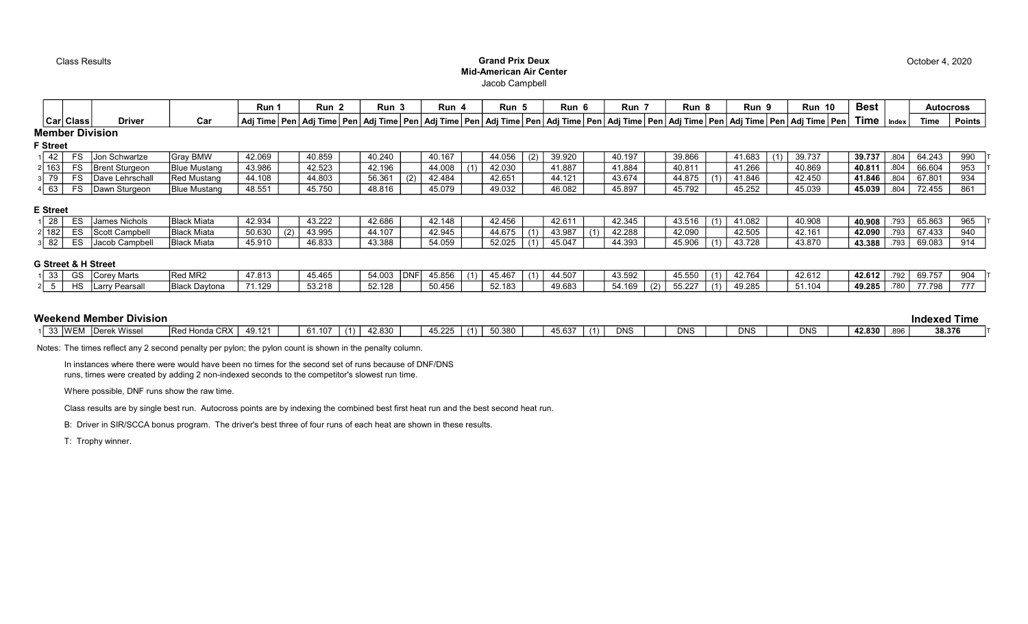Class Results

**Grand Prix Deux**
**Mid-American Air Center**
Jacob Campbell

October 4, 2020

| | Car | Class | Driver | Car | Run 1 Adj Time | Pen | Run 2 Adj Time | Pen | Run 3 Adj Time | Pen | Run 4 Adj Time | Pen | Run 5 Adj Time | Pen | Run 6 Adj Time | Pen | Run 7 Adj Time | Pen | Run 8 Adj Time | Pen | Run 9 Adj Time | Pen | Run 10 Adj Time | Pen | Best Time | Index | Autocross Time | Autocross Points | |
|---|---|---|---|---|---|---|---|---|---|---|---|---|---|---|---|---|---|---|---|---|---|---|---|---|---|---|---|---|---|
| **Member Division** | | | | | | | | | | | | | | | | | | | | | | | | | | | | | |
| **F Street** | | | | | | | | | | | | | | | | | | | | | | | | | | | | | |
| 1 | 42 | FS | Jon Schwartze | Gray BMW | 42.069 | | 40.859 | | 40.240 | | 40.167 | | 44.056 | (2) | 39.920 | | 40.197 | | 39.866 | | 41.683 | (1) | 39.737 | | **39.737** | .804 | 64.243 | 990 | T |
| 2 | 163 | FS | Brent Sturgeon | Blue Mustang | 43.986 | | 42.523 | | 42.196 | | 44.008 | (1) | 42.030 | | 41.887 | | 41.884 | | 40.811 | | 41.266 | | 40.869 | | **40.811** | .804 | 66.604 | 953 | T |
| 3 | 79 | FS | Dave Lehrschall | Red Mustang | 44.108 | | 44.803 | | 56.361 | (2) | 42.484 | | 42.651 | | 44.121 | | 43.674 | | 44.875 | (1) | 41.846 | | 42.450 | | **41.846** | .804 | 67.801 | 934 | |
| 4 | 63 | FS | Dawn Sturgeon | Blue Mustang | 48.551 | | 45.750 | | 48.816 | | 45.079 | | 49.032 | | 46.082 | | 45.897 | | 45.792 | | 45.252 | | 45.039 | | **45.039** | .804 | 72.455 | 861 | |
| **E Street** | | | | | | | | | | | | | | | | | | | | | | | | | | | | | |
| 1 | 28 | ES | James Nichols | Black Miata | 42.934 | | 43.222 | | 42.686 | | 42.148 | | 42.456 | | 42.611 | | 42.345 | | 43.516 | (1) | 41.082 | | 40.908 | | **40.908** | .793 | 65.863 | 965 | T |
| 2 | 182 | ES | Scott Campbell | Black Miata | 50.630 | (2) | 43.995 | | 44.107 | | 42.945 | | 44.675 | (1) | 43.987 | (1) | 42.288 | | 42.090 | | 42.505 | | 42.161 | | **42.090** | .793 | 67.433 | 940 | |
| 3 | 82 | ES | Jacob Campbell | Black Miata | 45.910 | | 46.833 | | 43.388 | | 54.059 | | 52.025 | (1) | 45.047 | | 44.393 | | 45.906 | (1) | 43.728 | | 43.870 | | **43.388** | .793 | 69.083 | 914 | |
| **G Street & H Street** | | | | | | | | | | | | | | | | | | | | | | | | | | | | | |
| 1 | 33 | GS | Corey Marts | Red MR2 | 47.813 | | 45.465 | | 54.003 | DNF | 45.856 | (1) | 45.467 | (1) | 44.507 | | 43.592 | | 45.550 | (1) | 42.764 | | 42.612 | | **42.612** | .792 | 69.757 | 904 | T |
| 2 | 5 | HS | Larry Pearsall | Black Daytona | 71.129 | | 53.218 | | 52.128 | | 50.456 | | 52.183 | | 49.683 | | 54.169 | (2) | 55.227 | (1) | 49.285 | | 51.104 | | **49.285** | .780 | 77.798 | 777 | |
| **Weekend Member Division** | | | | | | | | | | | | | | | | | | | | | | | | | | | **Indexed Time** | | |
| 1 | 33 | WEM | Derek Wissel | Red Honda CRX | 49.121 | | 61.107 | (1) | 42.830 | | 45.225 | (1) | 50.380 | | 45.637 | (1) | DNS | | DNS | | DNS | | DNS | | **42.830** | .896 | 38.376 | | T |

Notes: The times reflect any 2 second penalty per pylon; the pylon count is shown in the penalty column.

In instances where there were would have been no times for the second set of runs because of DNF/DNS runs, times were created by adding 2 non-indexed seconds to the competitor's slowest run time.

Where possible, DNF runs show the raw time.

Class results are by single best run. Autocross points are by indexing the combined best first heat run and the best second heat run.

B: Driver in SIR/SCCA bonus program. The driver's best three of four runs of each heat are shown in these results.

T: Trophy winner.